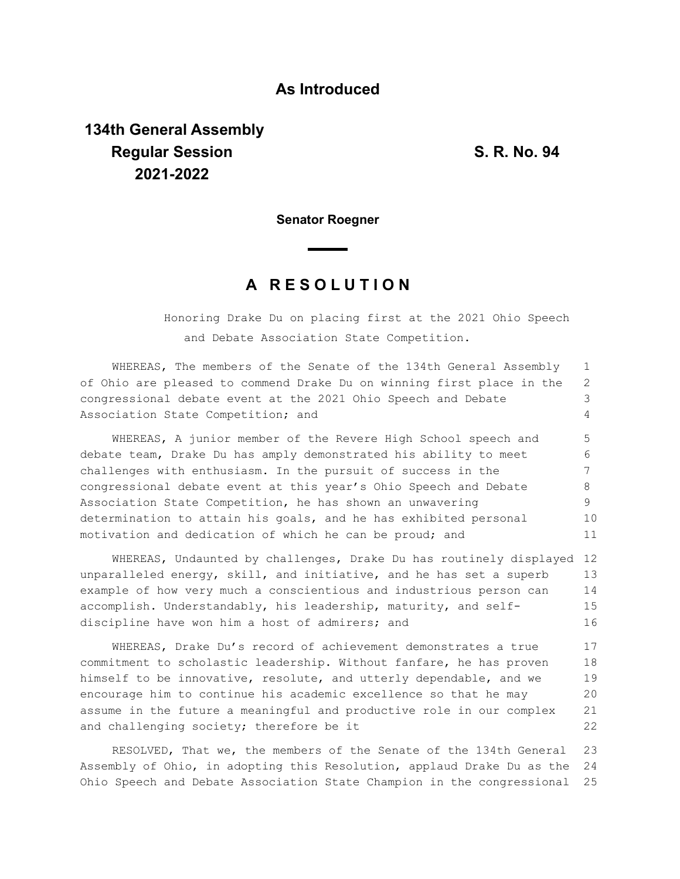**As Introduced**

**134th General Assembly**
**Regular Session**
**2021-2022**

**S. R. No. 94**

**Senator Roegner**

## A RESOLUTION

Honoring Drake Du on placing first at the 2021 Ohio Speech and Debate Association State Competition.

WHEREAS, The members of the Senate of the 134th General Assembly of Ohio are pleased to commend Drake Du on winning first place in the congressional debate event at the 2021 Ohio Speech and Debate Association State Competition; and

WHEREAS, A junior member of the Revere High School speech and debate team, Drake Du has amply demonstrated his ability to meet challenges with enthusiasm. In the pursuit of success in the congressional debate event at this year's Ohio Speech and Debate Association State Competition, he has shown an unwavering determination to attain his goals, and he has exhibited personal motivation and dedication of which he can be proud; and

WHEREAS, Undaunted by challenges, Drake Du has routinely displayed unparalleled energy, skill, and initiative, and he has set a superb example of how very much a conscientious and industrious person can accomplish. Understandably, his leadership, maturity, and self-discipline have won him a host of admirers; and

WHEREAS, Drake Du's record of achievement demonstrates a true commitment to scholastic leadership. Without fanfare, he has proven himself to be innovative, resolute, and utterly dependable, and we encourage him to continue his academic excellence so that he may assume in the future a meaningful and productive role in our complex and challenging society; therefore be it

RESOLVED, That we, the members of the Senate of the 134th General Assembly of Ohio, in adopting this Resolution, applaud Drake Du as the Ohio Speech and Debate Association State Champion in the congressional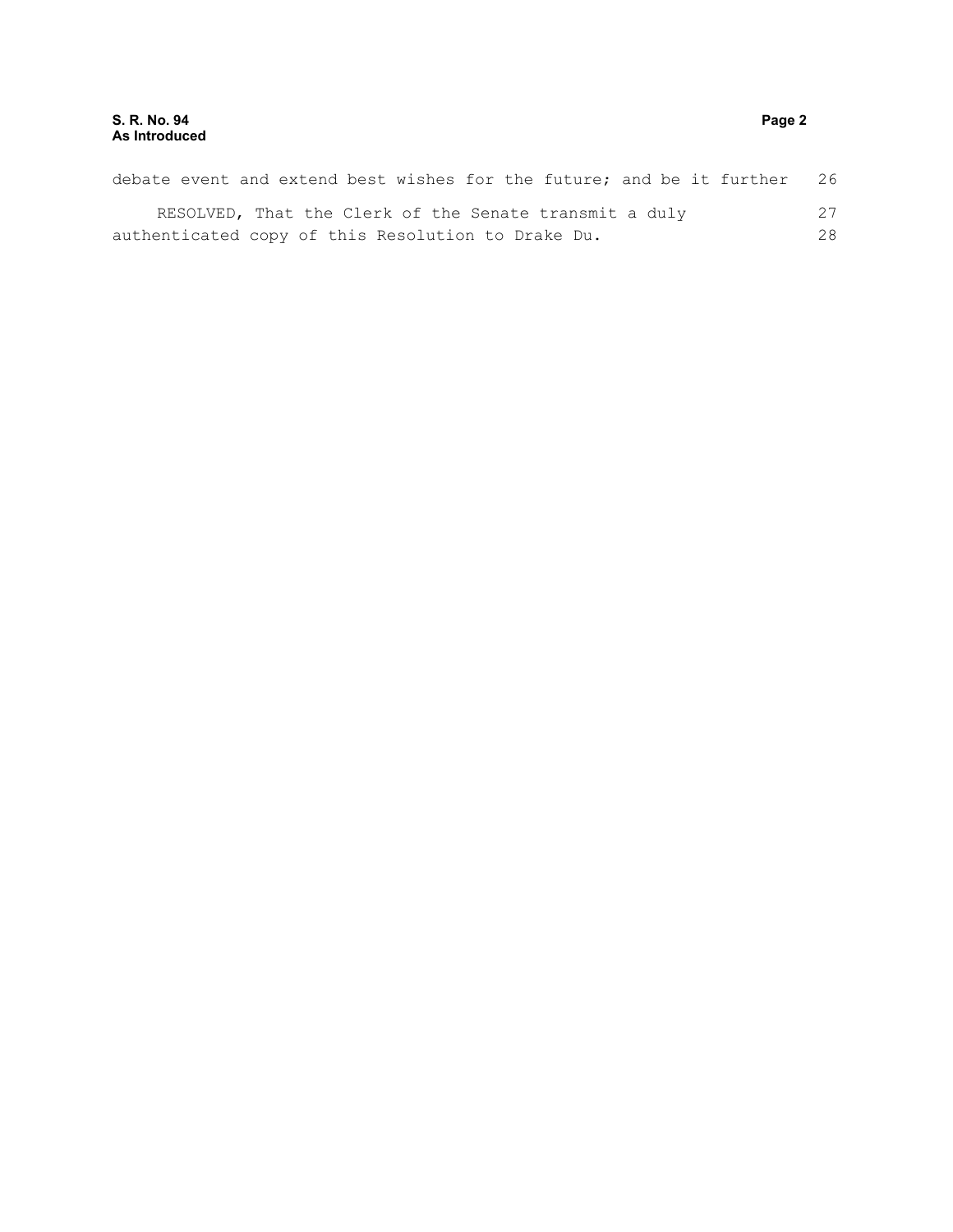debate event and extend best wishes for the future; and be it further

RESOLVED, That the Clerk of the Senate transmit a duly authenticated copy of this Resolution to Drake Du.